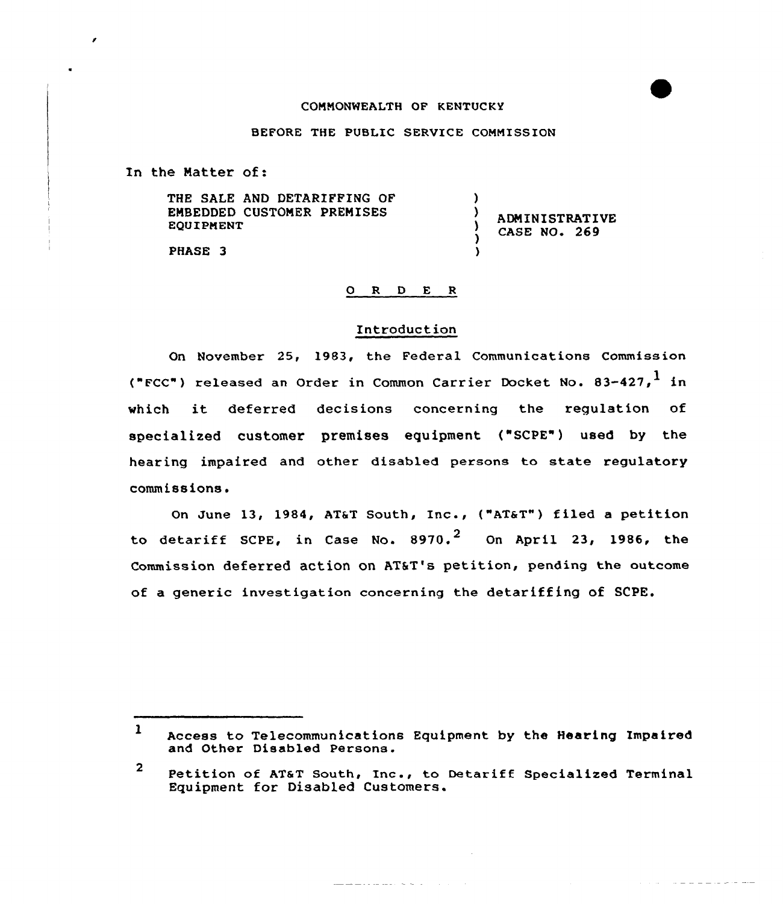COMMONWEALTH OF KENTUCKY

BEFORE THE PUBLIC SERVICE COMMISSION

In the Matter of:

| | | |
|---|---|---|
| THE SALE AND DETARIFFING OF EMBEDDED CUSTOMER PREMISES EQUIPMENT | ) | ADMINISTRATIVE CASE NO. 269 |
| PHASE 3 | ) | |

## O R D E R

### Introduction

On November 25, 1983, the Federal Communications Commission ("FCC") released an Order in Common Carrier Docket No. 83-427,[1] in which it deferred decisions concerning the regulation of specialized customer premises equipment ("SCPE") used by the hearing impaired and other disabled persons to state regulatory commissions.

On June 13, 1984, AT&T South, Inc., ("AT&T") filed a petition to detariff SCPE, in Case No. 8970.[2] On April 23, 1986, the Commission deferred action on AT&T's petition, pending the outcome of a generic investigation concerning the detariffing of SCPE.

---

[1] Access to Telecommunications Equipment by the Hearing Impaired and Other Disabled Persons.

[2] Petition of AT&T South, Inc., to Detariff Specialized Terminal Equipment for Disabled Customers.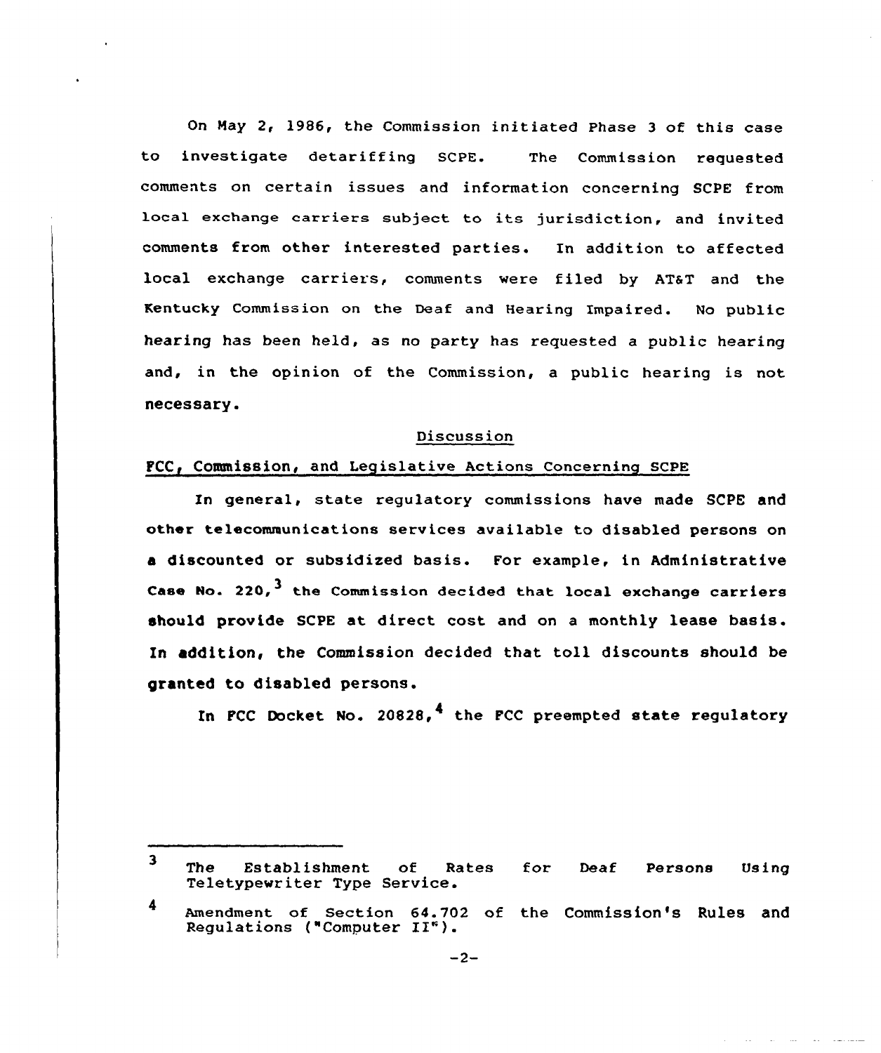On May 2, 1986, the Commission initiated Phase 3 of this case to investigate detariffing SCPE. The Commission requested comments on certain issues and information concerning SCPE from local exchange carriers subject to its jurisdiction, and invited comments from other interested parties. In addition to affected local exchange carriers, comments were filed by AT&T and the Kentucky Commission on the Deaf and Hearing Impaired. No public hearing has been held, as no party has requested a public hearing and, in the opinion of the Commission, a public hearing is not necessary.

## Discussion

### FCC, Commission, and Legislative Actions Concerning SCPE

In general, state regulatory commissions have made SCPE and other telecommunications services available to disabled persons on a discounted or subsidized basis. For example, in Administrative Case No. 220,[3] the Commission decided that local exchange carriers should provide SCPE at direct cost and on a monthly lease basis. In addition, the Commission decided that toll discounts should be granted to disabled persons.

In FCC Docket No. 20828,[4] the FCC preempted state regulatory

---

[3] The Establishment of Rates for Deaf Persons Using Teletypewriter Type Service.

[4] Amendment of Section 64.702 of the Commission's Rules and Regulations ("Computer II").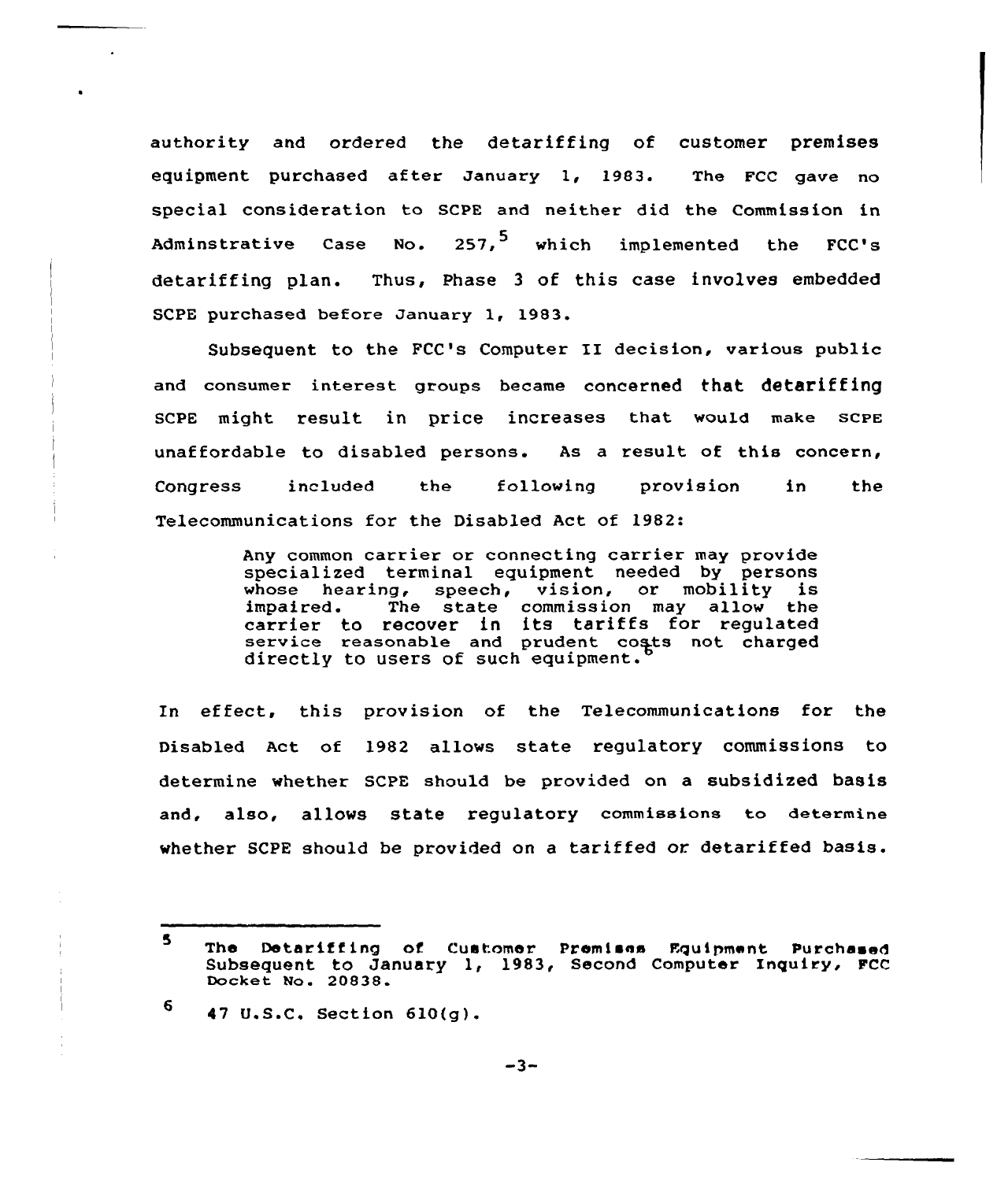authority and ordered the detariffing of customer premises equipment purchased after January 1, 1983. The FCC gave no special consideration to SCPE and neither did the Commission in Adminstrative Case No. 257,[5] which implemented the FCC's detariffing plan. Thus, Phase 3 of this case involves embedded SCPE purchased before January 1, 1983.

Subsequent to the FCC's Computer II decision, various public and consumer interest groups became concerned that detariffing SCPE might result in price increases that would make SCPE unaffordable to disabled persons. As a result of this concern, Congress included the following provision in the Telecommunications for the Disabled Act of 1982:

> Any common carrier or connecting carrier may provide specialized terminal equipment needed by persons whose hearing, speech, vision, or mobility is impaired. The state commission may allow the carrier to recover in its tariffs for regulated service reasonable and prudent costs not charged directly to users of such equipment.[6]

In effect, this provision of the Telecommunications for the Disabled Act of 1982 allows state regulatory commissions to determine whether SCPE should be provided on a subsidized basis and, also, allows state regulatory commissions to determine whether SCPE should be provided on a tariffed or detariffed basis.

---

[5] The Detariffing of Customer Premises Equipment Purchased Subsequent to January 1, 1983, Second Computer Inquiry, FCC Docket No. 20838.

[6] 47 U.S.C. Section 610(g).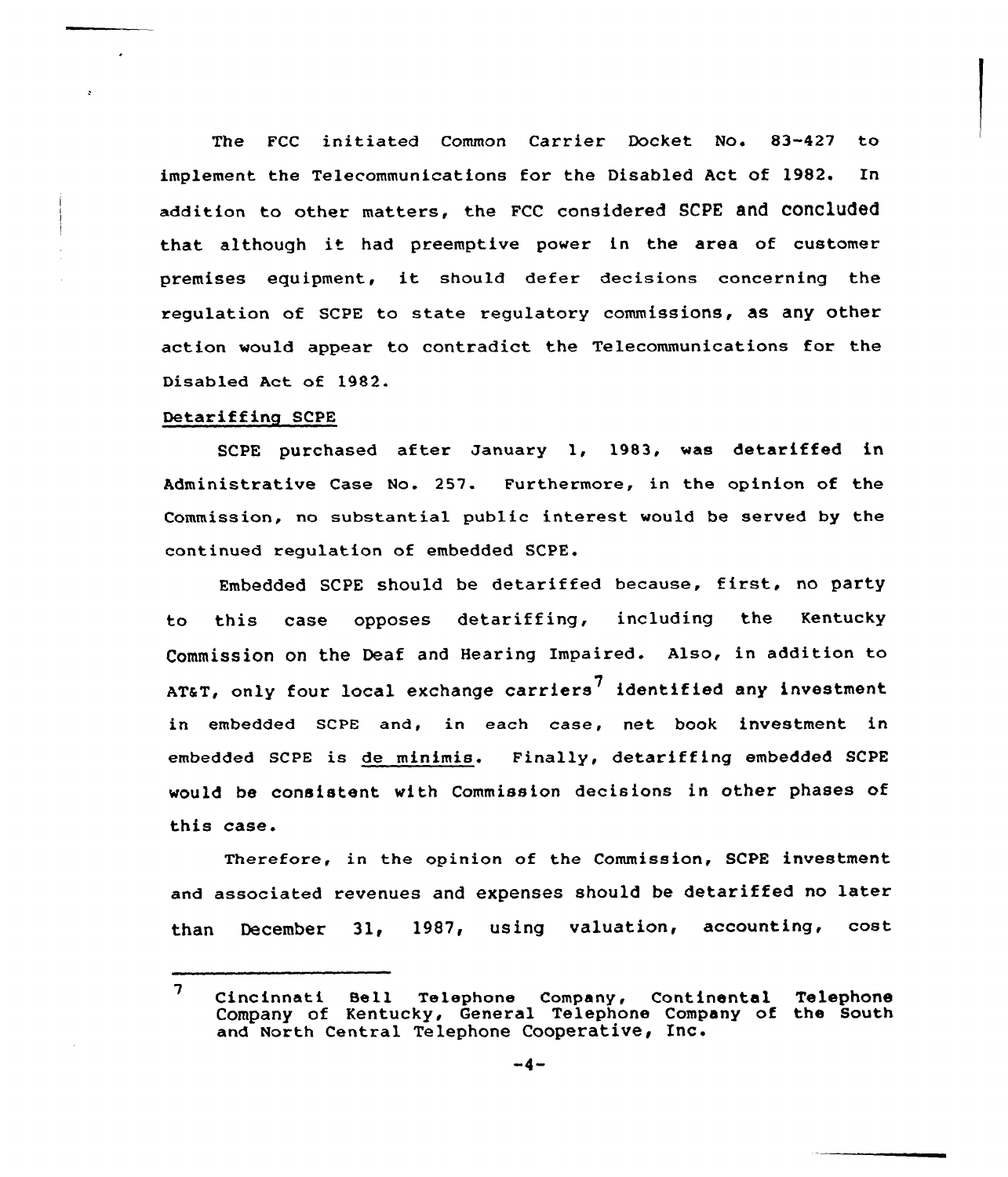The FCC initiated Common Carrier Docket No. 83-427 to implement the Telecommunications for the Disabled Act of 1982. In addition to other matters, the FCC considered SCPE and concluded that although it had preemptive power in the area of customer premises equipment, it should defer decisions concerning the regulation of SCPE to state regulatory commissions, as any other action would appear to contradict the Telecommunications for the Disabled Act of 1982.

Detariffing SCPE

SCPE purchased after January 1, 1983, was detariffed in Administrative Case No. 257. Furthermore, in the opinion of the Commission, no substantial public interest would be served by the continued regulation of embedded SCPE.

Embedded SCPE should be detariffed because, first, no party to this case opposes detariffing, including the Kentucky Commission on the Deaf and Hearing Impaired. Also, in addition to AT&T, only four local exchange carriers[7] identified any investment in embedded SCPE and, in each case, net book investment in embedded SCPE is de minimis. Finally, detariffing embedded SCPE would be consistent with Commission decisions in other phases of this case.

Therefore, in the opinion of the Commission, SCPE investment and associated revenues and expenses should be detariffed no later than December 31, 1987, using valuation, accounting, cost

---

[7] Cincinnati Bell Telephone Company, Continental Telephone Company of Kentucky, General Telephone Company of the South and North Central Telephone Cooperative, Inc.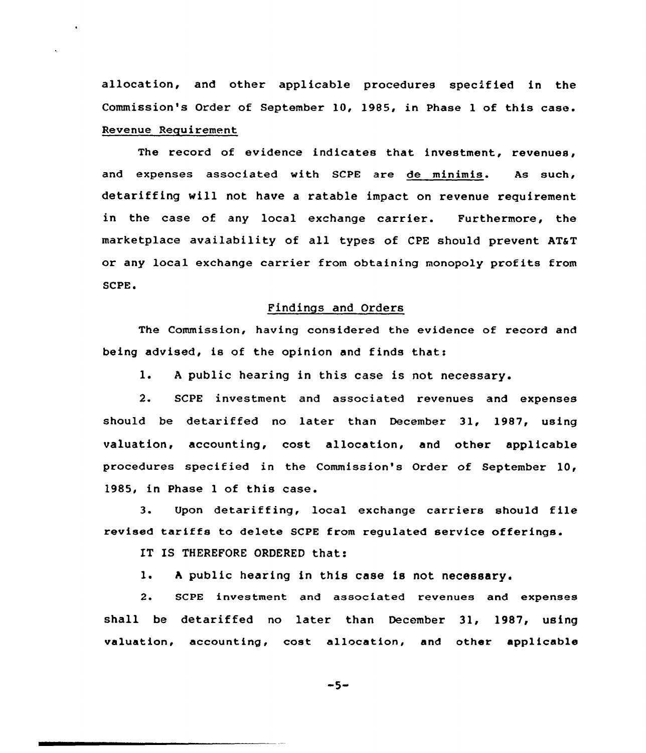allocation, and other applicable procedures specified in the Commission's Order of September 10, 1985, in Phase 1 of this case.

Revenue Requirement

The record of evidence indicates that investment, revenues, and expenses associated with SCPE are *de minimis*. As such, detariffing will not have a ratable impact on revenue requirement in the case of any local exchange carrier. Furthermore, the marketplace availability of all types of CPE should prevent AT&T or any local exchange carrier from obtaining monopoly profits from SCPE.

## Findings and Orders

The Commission, having considered the evidence of record and being advised, is of the opinion and finds that:

1. A public hearing in this case is not necessary.

2. SCPE investment and associated revenues and expenses should be detariffed no later than December 31, 1987, using valuation, accounting, cost allocation, and other applicable procedures specified in the Commission's Order of September 10, 1985, in Phase 1 of this case.

3. Upon detariffing, local exchange carriers should file revised tariffs to delete SCPE from regulated service offerings.

IT IS THEREFORE ORDERED that:

1. A public hearing in this case is not necessary.

2. SCPE investment and associated revenues and expenses shall be detariffed no later than December 31, 1987, using valuation, accounting, cost allocation, and other applicable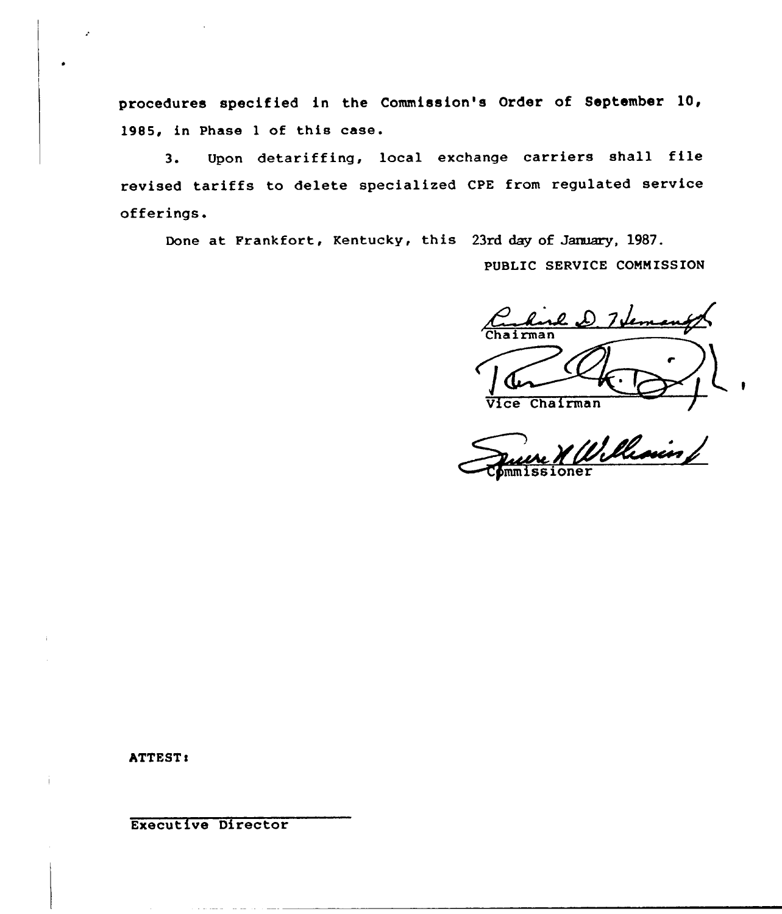procedures specified in the Commission's Order of September 10, 1985, in Phase 1 of this case.

3. Upon detariffing, local exchange carriers shall file revised tariffs to delete specialized CPE from regulated service offerings.

Done at Frankfort, Kentucky, this 23rd day of January, 1987.

PUBLIC SERVICE COMMISSION

Chairman

Vice Chairman

Commissioner

ATTEST:

Executive Director